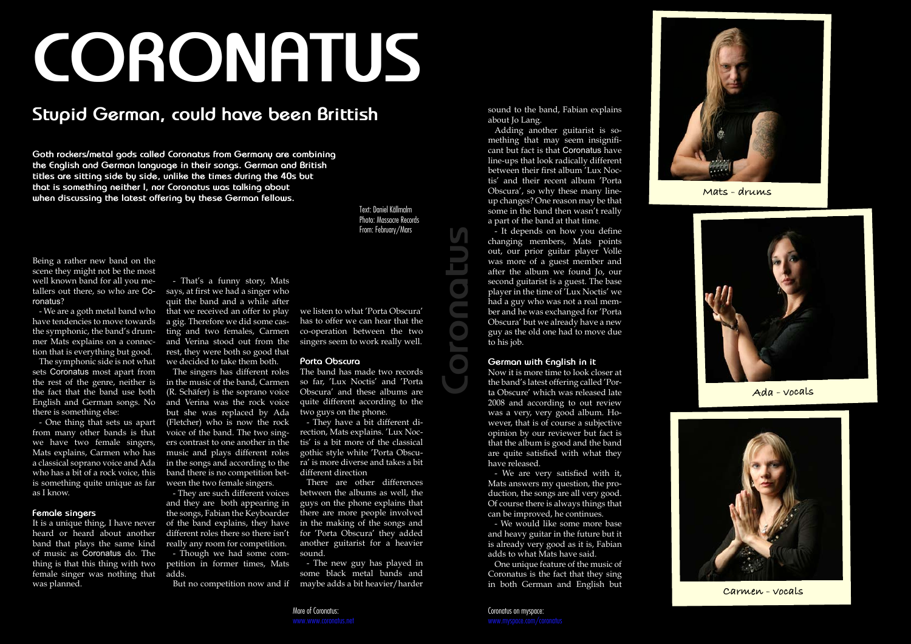# CORONATUS

## Stupid German, could have been Brittish

**Goth rockers/metal gods called Coronatus from Germany are combining the English and German language in their songs. German and British titles are sitting side by side, unlike the times during the 40s but that is something neither I, nor Coronatus was talking about when discussing the latest offering by these German fellows.**

Text: Daniel Källmalm
Photo: Massacre Records
From: February/Mars

Being a rather new band on the scene they might not be the most well known band for all you metallers out there, so who are Coronatus?

- We are a goth metal band who have tendencies to move towards the symphonic, the band's drummer Mats explains on a connection that is everything but good.

The symphonic side is not what sets Coronatus most apart from the rest of the genre, neither is the fact that the band use both English and German songs. No there is something else:

- One thing that sets us apart from many other bands is that we have two female singers, Mats explains, Carmen who has a classical soprano voice and Ada who has a bit of a rock voice, this is something quite unique as far as I know.

### Female singers

It is a unique thing, I have never heard or heard about another band that plays the same kind of music as Coronatus do. The thing is that this thing with two female singer was nothing that was planned.

- That's a funny story, Mats says, at first we had a singer who quit the band and a while after that we received an offer to play a gig. Therefore we did some casting and two females, Carmen and Verina stood out from the rest, they were both so good that we decided to take them both.

The singers has different roles in the music of the band, Carmen (R. Schäfer) is the soprano voice and Verina was the rock voice but she was replaced by Ada (Fletcher) who is now the rock voice of the band. The two singers contrast to one another in the music and plays different roles in the songs and according to the band there is no competition between the two female singers.

- They are such different voices and they are both appearing in the songs, Fabian the Keyboarder of the band explains, they have different roles there so there isn't really any room for competition.

- Though we had some competition in former times, Mats adds.

But no competition now and if we listen to what 'Porta Obscura' has to offer we can hear that the co-operation between the two singers seem to work really well.

### Porta Obscura

The band has made two records so far, 'Lux Noctis' and 'Porta Obscura' and these albums are quite different according to the two guys on the phone.

- They have a bit different direction, Mats explains. 'Lux Noctis' is a bit more of the classical gothic style white 'Porta Obscura' is more diverse and takes a bit different direction

There are other differences between the albums as well, the guys on the phone explains that there are more people involved in the making of the songs and for 'Porta Obscura' they added another guitarist for a heavier sound.

- The new guy has played in some black metal bands and maybe adds a bit heavier/harder sound to the band, Fabian explains about Jo Lang.

Adding another guitarist is something that may seem insignificant but fact is that Coronatus have line-ups that look radically different between their first album 'Lux Noctis' and their recent album 'Porta Obscura', so why these many lineup changes? One reason may be that some in the band then wasn't really a part of the band at that time.

- It depends on how you define changing members, Mats points out, our prior guitar player Volle was more of a guest member and after the album we found Jo, our second guitarist is a guest. The base player in the time of 'Lux Noctis' we had a guy who was not a real member and he was exchanged for 'Porta Obscura' but we already have a new guy as the old one had to move due to his job.

### German with English in it

Now it is more time to look closer at the band's latest offering called 'Porta Obscure' which was released late 2008 and according to out review was a very, very good album. However, that is of course a subjective opinion by our reviewer but fact is that the album is good and the band are quite satisfied with what they have released.

- We are very satisfied with it, Mats answers my question, the production, the songs are all very good. Of course there is always things that can be improved, he continues.

- We would like some more base and heavy guitar in the future but it is already very good as it is, Fabian adds to what Mats have said.

One unique feature of the music of Coronatus is the fact that they sing in both German and English but

Mats - drums

Ada - vocals

Carmen - vocals

More of Coronatus:
www.www.coronatus.net

Coronatus on myspace:
www.myspace.com/coronatus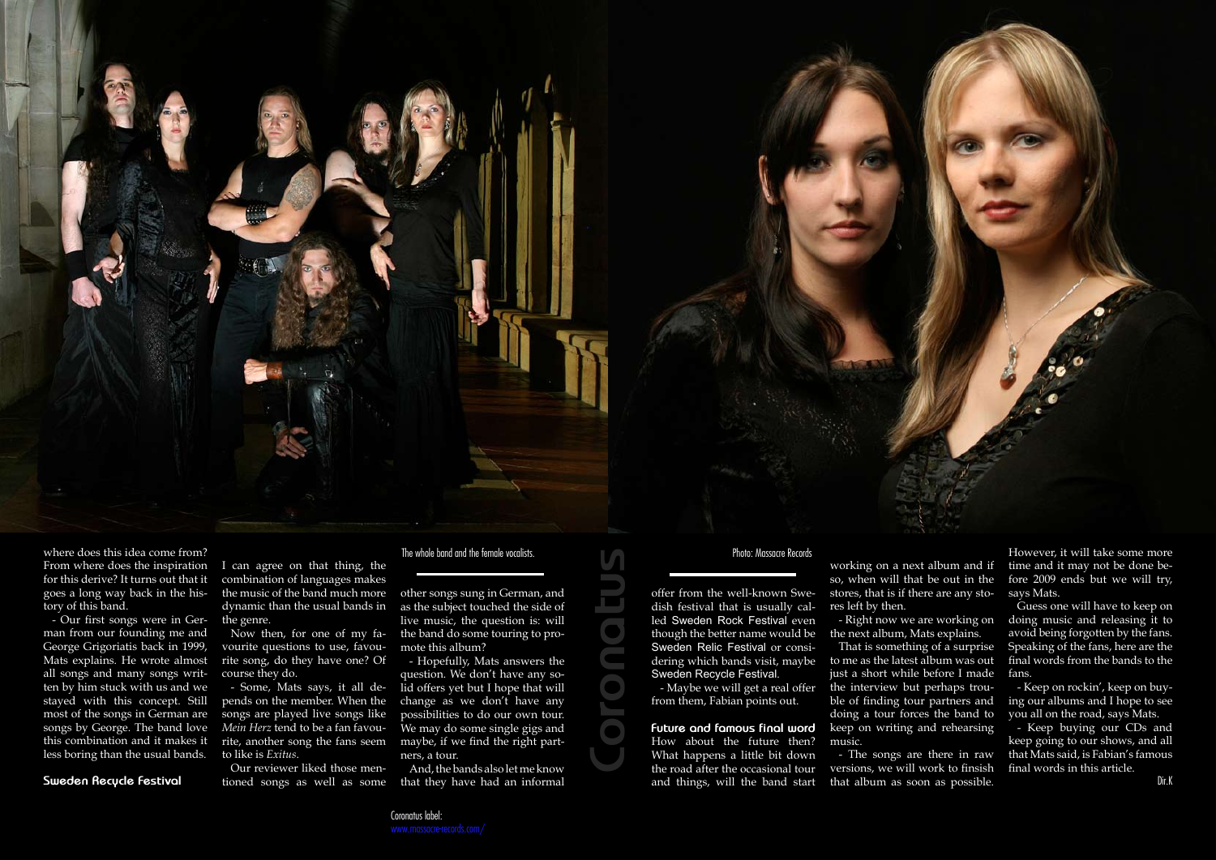where does this idea come from? From where does the inspiration for this derive? It turns out that it goes a long way back in the history of this band.

- Our first songs were in German from our founding me and George Grigoriatis back in 1999, Mats explains. He wrote almost all songs and many songs written by him stuck with us and we stayed with this concept. Still most of the songs in German are songs by George. The band love this combination and it makes it less boring than the usual bands.

## Sweden Recycle Festival

I can agree on that thing, the combination of languages makes the music of the band much more dynamic than the usual bands in the genre.

Now then, for one of my favourite questions to use, favourite song, do they have one? Of course they do.

- Some, Mats says, it all depends on the member. When the songs are played live songs like *Mein Herz* tend to be a fan favourite, another song the fans seem to like is *Exitus*.

Our reviewer liked those mentioned songs as well as some other songs sung in German, and as the subject touched the side of live music, the question is: will the band do some touring to promote this album?

- Hopefully, Mats answers the question. We don't have any solid offers yet but I hope that will change as we don't have any possibilities to do our own tour. We may do some single gigs and maybe, if we find the right partners, a tour.

And, the bands also let me know that they have had an informal offer from the well-known Swedish festival that is usually called Sweden Rock Festival even though the better name would be Sweden Relic Festival or considering which bands visit, maybe Sweden Recycle Festival.

- Maybe we will get a real offer from them, Fabian points out.

## Future and famous final word

How about the future then? What happens a little bit down the road after the occasional tour and things, will the band start working on a next album and if so, when will that be out in the stores, that is if there are any stores left by then.

- Right now we are working on the next album, Mats explains.

That is something of a surprise to me as the latest album was out just a short while before I made the interview but perhaps trouble of finding tour partners and doing a tour forces the band to keep on writing and rehearsing music.

- The songs are there in raw versions, we will work to finsish that album as soon as possible. However, it will take some more time and it may not be done before 2009 ends but we will try, says Mats.

Guess one will have to keep on doing music and releasing it to avoid being forgotten by the fans. Speaking of the fans, here are the final words from the bands to the fans.

- Keep on rockin', keep on buying our albums and I hope to see you all on the road, says Mats.

- Keep buying our CDs and keep going to our shows, and all that Mats said, is Fabian's famous final words in this article.

Dir.K

The whole band and the female vocalists.

Photo: Massacre Records

Coronatus

Coronatus label:
www.massacre-records.com/